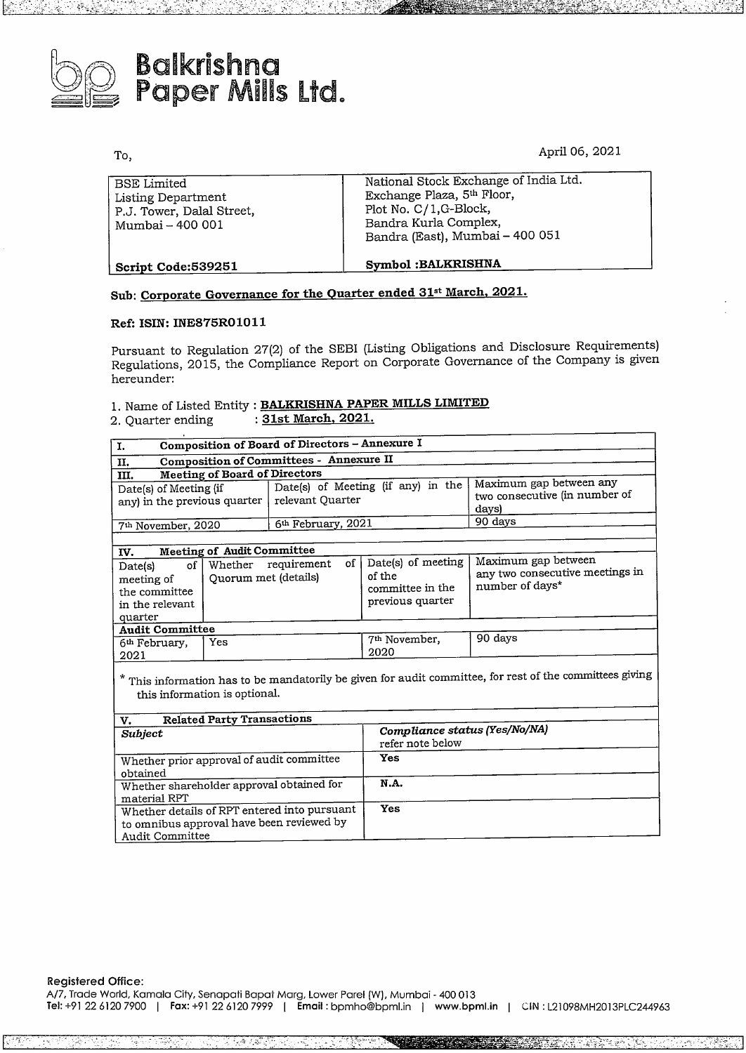# Balkrishna Paper Mills Ltd.

To,

April 06, 2021

| BSE Limited<br>Listing Department<br>P.J. Tower, Dalal Street,<br>Mumbai – 400 001 | National Stock Exchange of India Ltd.<br>Exchange Plaza, 5th Floor,<br>Plot No. C/1,G-Block,<br>Bandra Kurla Complex,<br>Bandra (East), Mumbai – 400 051 |
|---|---|
| **Script Code:539251** | **Symbol :BALKRISHNA** |

**Sub: Corporate Governance for the Quarter ended 31st March, 2021.**

**Ref: ISIN: INE875R01011**

Pursuant to Regulation 27(2) of the SEBI (Listing Obligations and Disclosure Requirements) Regulations, 2015, the Compliance Report on Corporate Governance of the Company is given hereunder:

1. Name of Listed Entity : **BALKRISHNA PAPER MILLS LIMITED**
2. Quarter ending : **31st March, 2021.**

| **I. Composition of Board of Directors – Annexure I** | | |
|---|---|---|
| **II. Composition of Committees - Annexure II** | | |
| **III. Meeting of Board of Directors** | | |
| Date(s) of Meeting (if any) in the previous quarter | Date(s) of Meeting (if any) in the relevant Quarter | Maximum gap between any two consecutive (in number of days) |
| 7th November, 2020 | 6th February, 2021 | 90 days |

| **IV. Meeting of Audit Committee** | | | |
|---|---|---|---|
| Date(s) of meeting of the committee in the relevant quarter | Whether requirement of Quorum met (details) | Date(s) of meeting of the committee in the previous quarter | Maximum gap between any two consecutive meetings in number of days* |
| **Audit Committee** | | | |
| 6th February, 2021 | Yes | 7th November, 2020 | 90 days |

\* This information has to be mandatorily be given for audit committee, for rest of the committees giving this information is optional.

| **V. Related Party Transactions** | |
|---|---|
| ***Subject*** | ***Compliance status (Yes/No/NA)*** refer note below |
| Whether prior approval of audit committee obtained | **Yes** |
| Whether shareholder approval obtained for material RPT | **N.A.** |
| Whether details of RPT entered into pursuant to omnibus approval have been reviewed by Audit Committee | **Yes** |

**Registered Office:**
A/7, Trade World, Kamala City, Senapati Bapat Marg, Lower Parel (W), Mumbai - 400 013
**Tel:** +91 22 6120 7900 | **Fax:** +91 22 6120 7999 | **Email:** bpmho@bpml.in | **www.bpml.in** | CIN : L21098MH2013PLC244963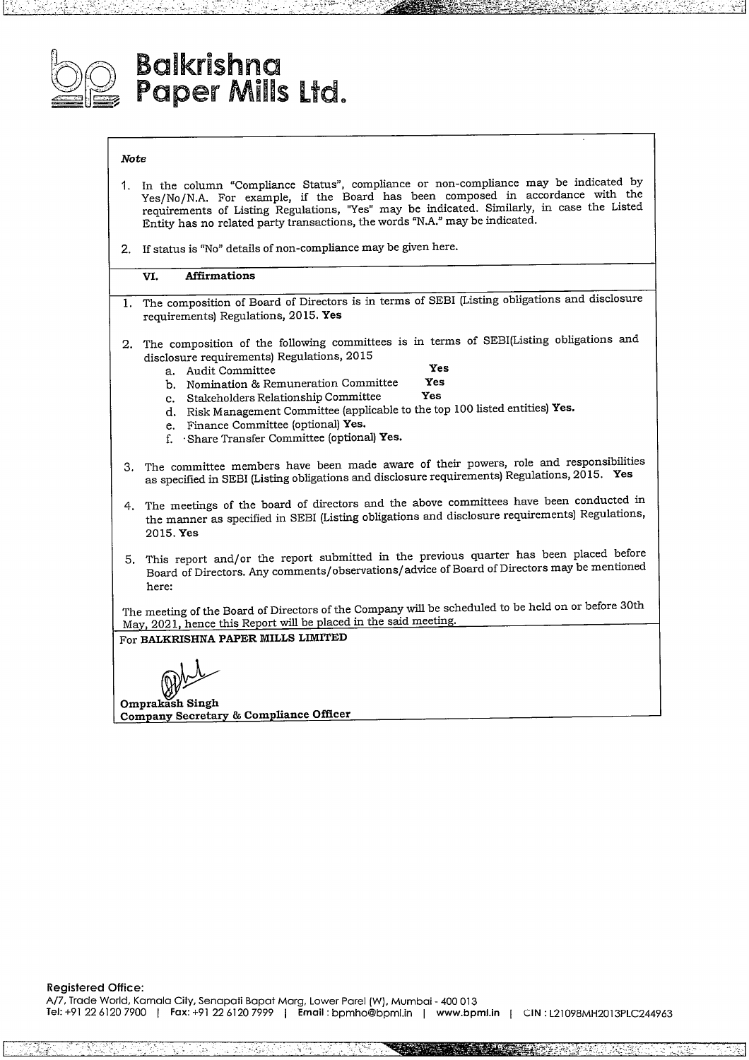# Balkrishna Paper Mills Ltd.

*Note*

1. In the column "Compliance Status", compliance or non-compliance may be indicated by Yes/No/N.A. For example, if the Board has been composed in accordance with the requirements of Listing Regulations, "Yes" may be indicated. Similarly, in case the Listed Entity has no related party transactions, the words "N.A." may be indicated.

2. If status is "No" details of non-compliance may be given here.

## VI. Affirmations

1. The composition of Board of Directors is in terms of SEBI (Listing obligations and disclosure requirements) Regulations, 2015. **Yes**

2. The composition of the following committees is in terms of SEBI(Listing obligations and disclosure requirements) Regulations, 2015
   a. Audit Committee **Yes**
   b. Nomination & Remuneration Committee **Yes**
   c. Stakeholders Relationship Committee **Yes**
   d. Risk Management Committee (applicable to the top 100 listed entities) **Yes.**
   e. Finance Committee (optional) **Yes.**
   f. Share Transfer Committee (optional) **Yes.**

3. The committee members have been made aware of their powers, role and responsibilities as specified in SEBI (Listing obligations and disclosure requirements) Regulations, 2015. **Yes**

4. The meetings of the board of directors and the above committees have been conducted in the manner as specified in SEBI (Listing obligations and disclosure requirements) Regulations, 2015. **Yes**

5. This report and/or the report submitted in the previous quarter has been placed before Board of Directors. Any comments/observations/advice of Board of Directors may be mentioned here:

The meeting of the Board of Directors of the Company will be scheduled to be held on or before 30th May, 2021, hence this Report will be placed in the said meeting.

For **BALKRISHNA PAPER MILLS LIMITED**

**Omprakash Singh**
**Company Secretary & Compliance Officer**

**Registered Office:**
A/7, Trade World, Kamala City, Senapati Bapat Marg, Lower Parel (W), Mumbai - 400 013
Tel: +91 22 6120 7900 | Fax: +91 22 6120 7999 | Email : bpmho@bpml.in | www.bpml.in | CIN : L21098MH2013PLC244963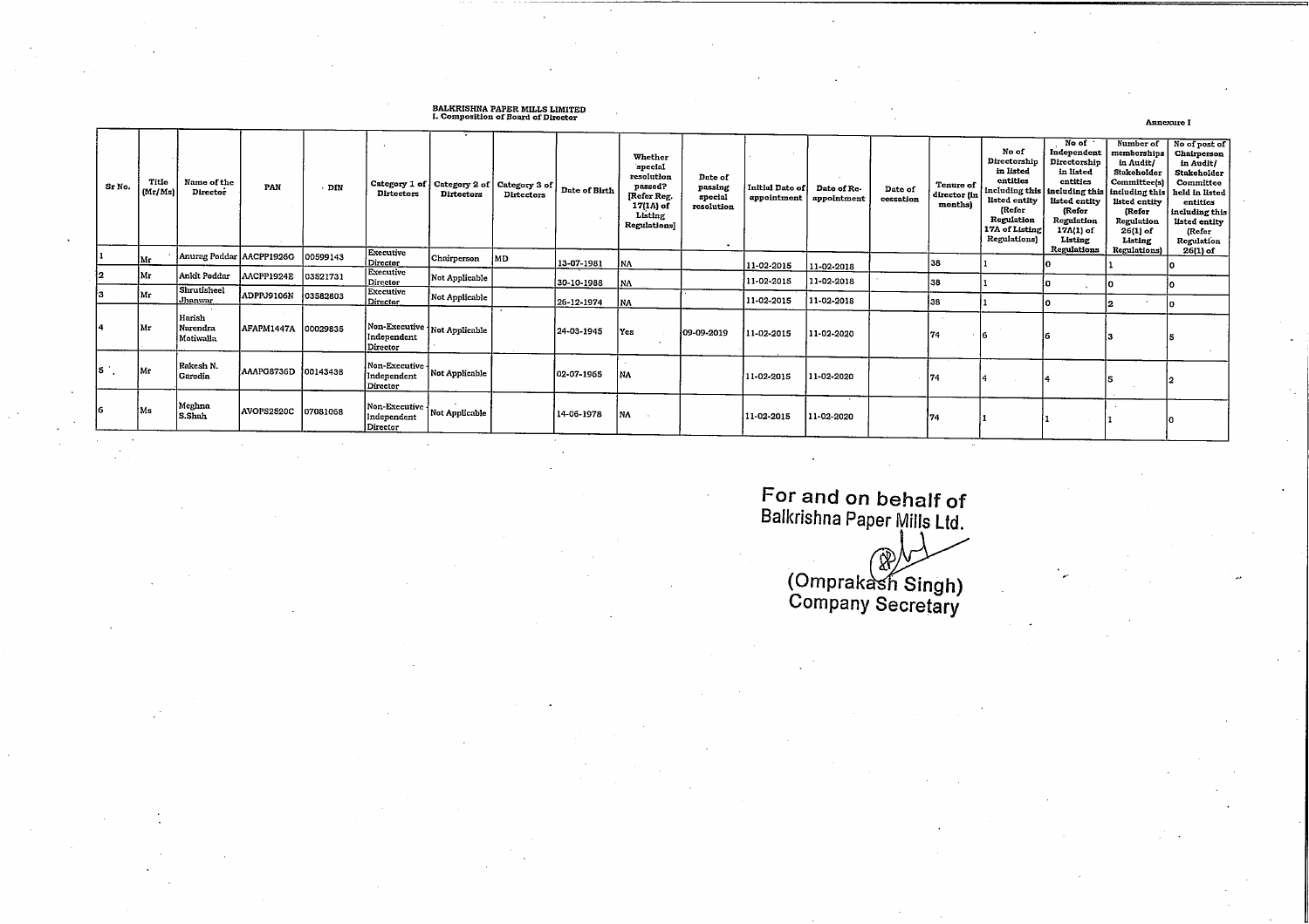**BALKRISHNA PAPER MILLS LIMITED**
**I. Composition of Board of Director**

Annexure I

| Sr No. | Title (Mr/Ms) | Name of the Director | PAN | DIN | Category 1 of Directors | Category 2 of Directors | Category 3 of Directors | Date of Birth | Whether special resolution passed? [Refer Reg. 17(1A) of Listing Regulations] | Date of passing special resolution | Initial Date of appointment | Date of Re-appointment | Date of cessation | Tenure of director (in months) | No of Directorship in listed entities including this listed entity (Refer Regulation 17A of Listing Regulations) | No of Independent Directorship in listed entities including this listed entity (Refer Regulation 17A(1) of Listing Regulations | Number of memberships in Audit/ Stakeholder Committee(s) including this listed entity (Refer Regulation 26(1) of Listing Regulations) | No of post of Chairperson in Audit/ Stakeholder Committee held in listed entities including this listed entity (Refer Regulation 26(1) of |
|---|---|---|---|---|---|---|---|---|---|---|---|---|---|---|---|---|---|---|
| 1 | Mr | Anurag Poddar | AACPP1926G | 00599143 | Executive Director | Chairperson | MD | 13-07-1981 | NA | | 11-02-2015 | 11-02-2018 | | 38 | 1 | 0 | 1 | 0 |
| 2 | Mr | Ankit Poddar | AACPP1924E | 03521731 | Executive Director | Not Applicable | | 30-10-1988 | NA | | 11-02-2015 | 11-02-2018 | | 38 | 1 | 0 | 0 | 0 |
| 3 | Mr | Shrutisheel Jhanwar | ADPPJ9106N | 03582803 | Executive Director | Not Applicable | | 26-12-1974 | NA | | 11-02-2015 | 11-02-2018 | | 38 | 1 | 0 | 2 | 0 |
| 4 | Mr | Harish Narendra Motiwalla | AFAPM1447A | 00029835 | Non-Executive - Independent Director | Not Applicable | | 24-03-1945 | Yes | 09-09-2019 | 11-02-2015 | 11-02-2020 | | 74 | 6 | 6 | 3 | 5 |
| 5 | Mr | Rakesh N. Garodia | AAAPG8736D | 00143438 | Non-Executive - Independent Director | Not Applicable | | 02-07-1965 | NA | | 11-02-2015 | 11-02-2020 | | 74 | 4 | 4 | 5 | 2 |
| 6 | Ms | Meghna S.Shah | AVOPS2520C | 07081058 | Non-Executive - Independent Director | Not Applicable | | 14-06-1978 | NA | | 11-02-2015 | 11-02-2020 | | 74 | 1 | 1 | 1 | 0 |

For and on behalf of
Balkrishna Paper Mills Ltd.

(Omprakash Singh)
Company Secretary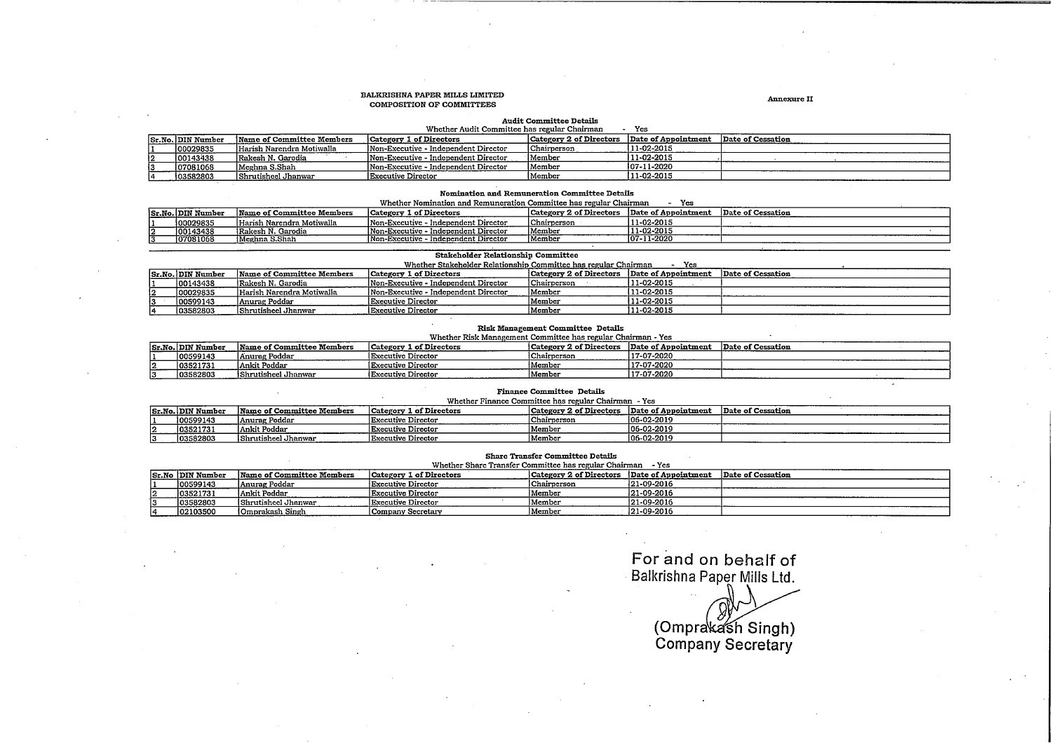**BALKRISHNA PAPER MILLS LIMITED**
**COMPOSITION OF COMMITTEES**

**Annexure II**

### Audit Committee Details

Whether Audit Committee has regular Chairman - Yes

| Sr.No. | DIN Number | Name of Committee Members | Category 1 of Directors | Category 2 of Directors | Date of Appointment | Date of Cessation |
|---|---|---|---|---|---|---|
| 1 | 00029835 | Harish Narendra Motiwalla | Non-Executive - Independent Director | Chairperson | 11-02-2015 | |
| 2 | 00143438 | Rakesh N. Garodia | Non-Executive - Independent Director | Member | 11-02-2015 | |
| 3 | 07081068 | Meghna S.Shah | Non-Executive - Independent Director | Member | 07-11-2020 | |
| 4 | 03582803 | Shrutisheel Jhanwar | Executive Director | Member | 11-02-2015 | |

### Nomination and Remuneration Committee Details

Whether Nomination and Remuneration Committee has regular Chairman - Yes

| Sr.No. | DIN Number | Name of Committee Members | Category 1 of Directors | Category 2 of Directors | Date of Appointment | Date of Cessation |
|---|---|---|---|---|---|---|
| 1 | 00029835 | Harish Narendra Motiwalla | Non-Executive - Independent Director | Chairperson | 11-02-2015 | |
| 2 | 00143438 | Rakesh N. Garodia | Non-Executive - Independent Director | Member | 11-02-2015 | |
| 3 | 07081068 | Meghna S.Shah | Non-Executive - Independent Director | Member | 07-11-2020 | |

### Stakeholder Relationship Committee

Whether Stakeholder Relationship Committee has regular Chairman - Yes

| Sr.No. | DIN Number | Name of Committee Members | Category 1 of Directors | Category 2 of Directors | Date of Appointment | Date of Cessation |
|---|---|---|---|---|---|---|
| 1 | 00143438 | Rakesh N. Garodia | Non-Executive - Independent Director | Chairperson | 11-02-2015 | |
| 2 | 00029835 | Harish Narendra Motiwalla | Non-Executive - Independent Director | Member | 11-02-2015 | |
| 3 | 00599143 | Anurag Poddar | Executive Director | Member | 11-02-2015 | |
| 4 | 03582803 | Shrutisheel Jhanwar | Executive Director | Member | 11-02-2015 | |

### Risk Management Committee Details

Whether Risk Management Committee has regular Chairman - Yes

| Sr.No. | DIN Number | Name of Committee Members | Category 1 of Directors | Category 2 of Directors | Date of Appointment | Date of Cessation |
|---|---|---|---|---|---|---|
| 1 | 00599143 | Anurag Poddar | Executive Director | Chairperson | 17-07-2020 | |
| 2 | 03521731 | Ankit Poddar | Executive Director | Member | 17-07-2020 | |
| 3 | 03582803 | Shrutisheel Jhanwar | Executive Director | Member | 17-07-2020 | |

### Finance Committee Details

Whether Finance Committee has regular Chairman - Yes

| Sr.No. | DIN Number | Name of Committee Members | Category 1 of Directors | Category 2 of Directors | Date of Appointment | Date of Cessation |
|---|---|---|---|---|---|---|
| 1 | 00599143 | Anurag Poddar | Executive Director | Chairperson | 06-02-2019 | |
| 2 | 03521731 | Ankit Poddar | Executive Director | Member | 06-02-2019 | |
| 3 | 03582803 | Shrutisheel Jhanwar | Executive Director | Member | 06-02-2019 | |

### Share Transfer Committee Details

Whether Share Transfer Committee has regular Chairman - Yes

| Sr.No | DIN Number | Name of Committee Members | Category 1 of Directors | Category 2 of Directors | Date of Appointment | Date of Cessation |
|---|---|---|---|---|---|---|
| 1 | 00599143 | Anurag Poddar | Executive Director | Chairperson | 21-09-2016 | |
| 2 | 03521731 | Ankit Poddar | Executive Director | Member | 21-09-2016 | |
| 3 | 03582803 | Shrutisheel Jhanwar | Executive Director | Member | 21-09-2016 | |
| 4 | 02103500 | Omprakash Singh | Company Secretary | Member | 21-09-2016 | |

For and on behalf of
Balkrishna Paper Mills Ltd.

(Omprakash Singh)
Company Secretary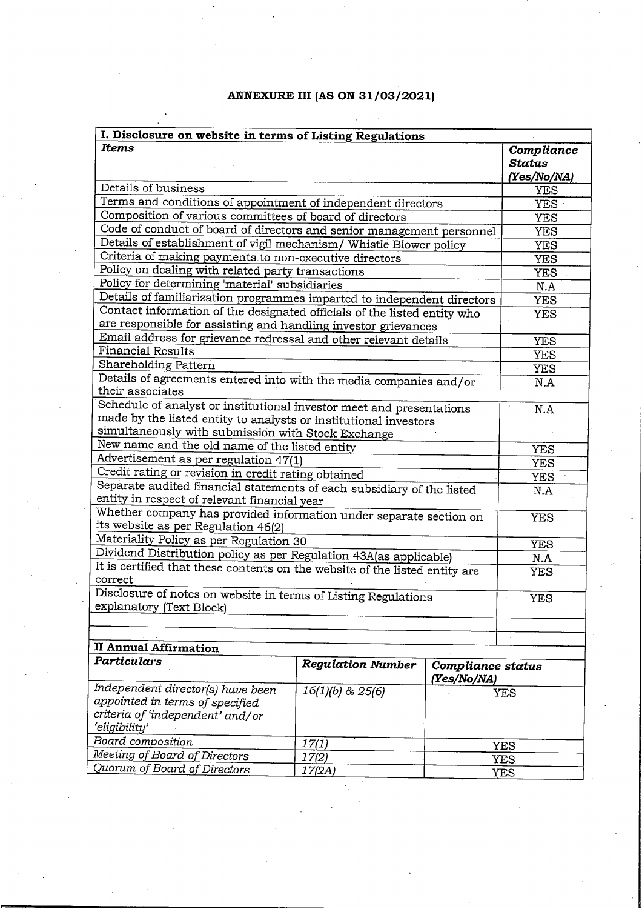## ANNEXURE III (AS ON 31/03/2021)

| I. Disclosure on website in terms of Listing Regulations | |
|---|---|
| ***Items*** | ***Compliance Status (Yes/No/NA)*** |
| Details of business | YES |
| Terms and conditions of appointment of independent directors | YES |
| Composition of various committees of board of directors | YES |
| Code of conduct of board of directors and senior management personnel | YES |
| Details of establishment of vigil mechanism/ Whistle Blower policy | YES |
| Criteria of making payments to non-executive directors | YES |
| Policy on dealing with related party transactions | YES |
| Policy for determining 'material' subsidiaries | N.A |
| Details of familiarization programmes imparted to independent directors | YES |
| Contact information of the designated officials of the listed entity who are responsible for assisting and handling investor grievances | YES |
| Email address for grievance redressal and other relevant details | YES |
| Financial Results | YES |
| Shareholding Pattern | YES |
| Details of agreements entered into with the media companies and/or their associates | N.A |
| Schedule of analyst or institutional investor meet and presentations made by the listed entity to analysts or institutional investors simultaneously with submission with Stock Exchange | N.A |
| New name and the old name of the listed entity | YES |
| Advertisement as per regulation 47(1) | YES |
| Credit rating or revision in credit rating obtained | YES |
| Separate audited financial statements of each subsidiary of the listed entity in respect of relevant financial year | N.A |
| Whether company has provided information under separate section on its website as per Regulation 46(2) | YES |
| Materiality Policy as per Regulation 30 | YES |
| Dividend Distribution policy as per Regulation 43A(as applicable) | N.A |
| It is certified that these contents on the website of the listed entity are correct | YES |
| Disclosure of notes on website in terms of Listing Regulations explanatory (Text Block) | YES |
| | |
| | |

| II Annual Affirmation | | |
|---|---|---|
| ***Particulars*** | ***Regulation Number*** | ***Compliance status (Yes/No/NA)*** |
| *Independent director(s) have been appointed in terms of specified criteria of 'independent' and/or 'eligibility'* | *16(1)(b) & 25(6)* | YES |
| *Board composition* | *17(1)* | YES |
| *Meeting of Board of Directors* | *17(2)* | YES |
| *Quorum of Board of Directors* | *17(2A)* | YES |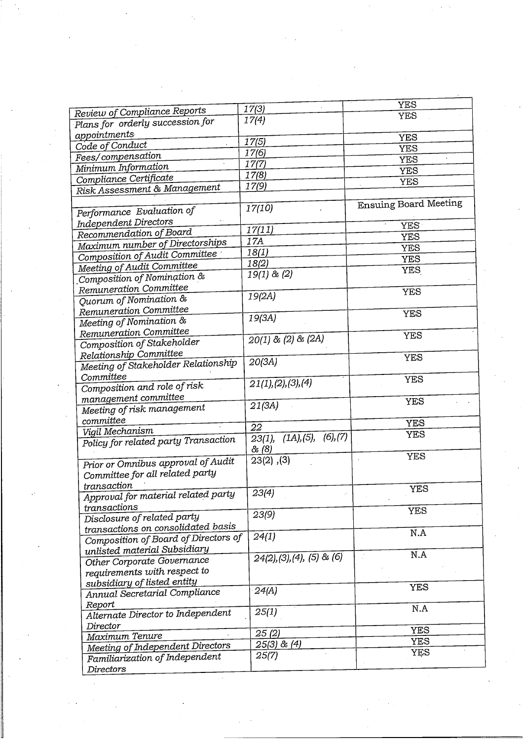| | | |
|---|---|---|
| *Review of Compliance Reports* | *17(3)* | YES |
| *Plans for orderly succession for appointments* | *17(4)* | YES |
| *Code of Conduct* | *17(5)* | YES |
| *Fees/compensation* | *17(6)* | YES |
| *Minimum Information* | *17(7)* | YES |
| *Compliance Certificate* | *17(8)* | YES |
| *Risk Assessment & Management* | *17(9)* | YES |
| *Performance Evaluation of Independent Directors* | *17(10)* | Ensuing Board Meeting |
| *Recommendation of Board* | *17(11)* | YES |
| *Maximum number of Directorships* | *17A* | YES |
| *Composition of Audit Committee* | *18(1)* | YES |
| *Meeting of Audit Committee* | *18(2)* | YES |
| *Composition of Nomination & Remuneration Committee* | *19(1) & (2)* | YES |
| *Quorum of Nomination & Remuneration Committee* | *19(2A)* | YES |
| *Meeting of Nomination & Remuneration Committee* | *19(3A)* | YES |
| *Composition of Stakeholder Relationship Committee* | *20(1) & (2) & (2A)* | YES |
| *Meeting of Stakeholder Relationship Committee* | *20(3A)* | YES |
| *Composition and role of risk management committee* | *21(1),(2),(3),(4)* | YES |
| *Meeting of risk management committee* | *21(3A)* | YES |
| *Vigil Mechanism* | *22* | YES |
| *Policy for related party Transaction* | *23(1), (1A),(5), (6),(7) & (8)* | YES |
| *Prior or Omnibus approval of Audit Committee for all related party transaction* | *23(2) ,(3)* | YES |
| *Approval for material related party transactions* | *23(4)* | YES |
| *Disclosure of related party transactions on consolidated basis* | *23(9)* | YES |
| *Composition of Board of Directors of unlisted material Subsidiary* | *24(1)* | N.A |
| *Other Corporate Governance requirements with respect to subsidiary of listed entity* | *24(2),(3),(4), (5) & (6)* | N.A |
| *Annual Secretarial Compliance Report* | *24(A)* | YES |
| *Alternate Director to Independent Director* | *25(1)* | N.A |
| *Maximum Tenure* | *25 (2)* | YES |
| *Meeting of Independent Directors* | *25(3) & (4)* | YES |
| *Familiarization of Independent Directors* | *25(7)* | YES |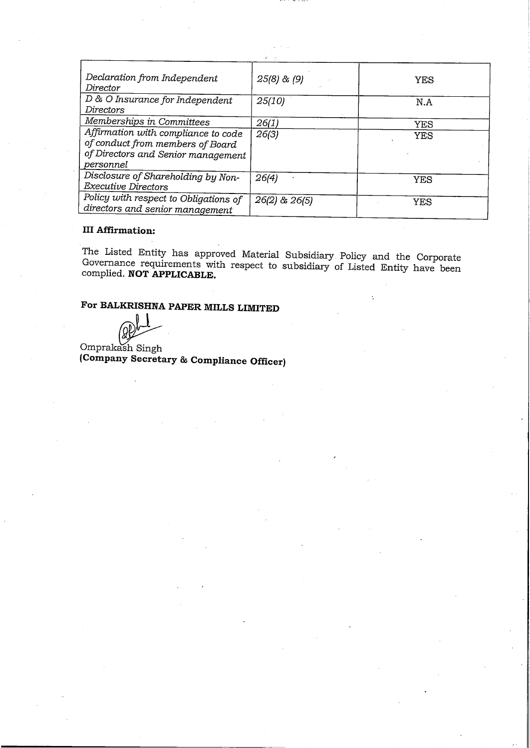| | | |
|---|---|---|
| *Declaration from Independent Director* | *25(8) & (9)* | YES |
| *D & O Insurance for Independent Directors* | *25(10)* | N.A |
| *Memberships in Committees* | *26(1)* | YES |
| *Affirmation with compliance to code of conduct from members of Board of Directors and Senior management personnel* | *26(3)* | YES |
| *Disclosure of Shareholding by Non-Executive Directors* | *26(4)* | YES |
| *Policy with respect to Obligations of directors and senior management* | *26(2) & 26(5)* | YES |

**III Affirmation:**

The Listed Entity has approved Material Subsidiary Policy and the Corporate Governance requirements with respect to subsidiary of Listed Entity have been complied. **NOT APPLICABLE.**

**For BALKRISHNA PAPER MILLS LIMITED**

Omprakash Singh
**(Company Secretary & Compliance Officer)**